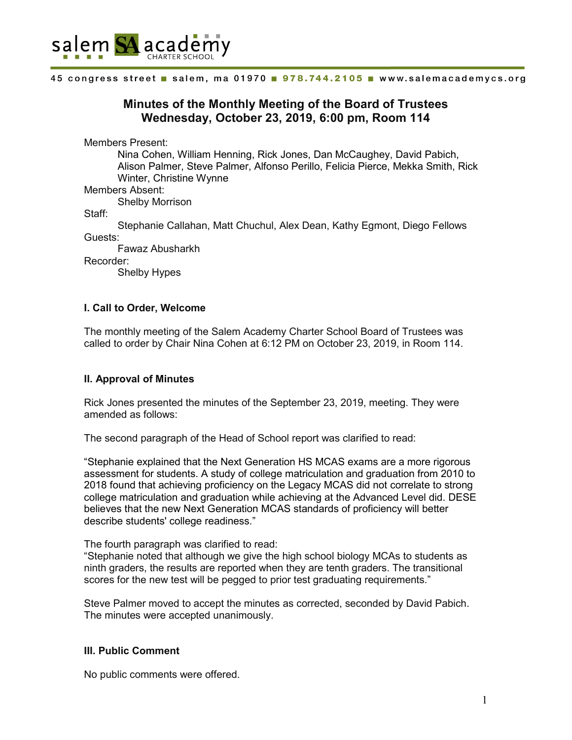salem SA academy CHARTER SCHOOL

45 congress street ■ salem, ma 01970 ■ 978.744.2105 ■ www.salemacademycs.org

## Minutes of the Monthly Meeting of the Board of Trustees
## Wednesday, October 23, 2019, 6:00 pm, Room 114

Members Present:
Nina Cohen, William Henning, Rick Jones, Dan McCaughey, David Pabich, Alison Palmer, Steve Palmer, Alfonso Perillo, Felicia Pierce, Mekka Smith, Rick Winter, Christine Wynne

Members Absent:
Shelby Morrison

Staff:
Stephanie Callahan, Matt Chuchul, Alex Dean, Kathy Egmont, Diego Fellows

Guests:
Fawaz Abusharkh

Recorder:
Shelby Hypes

### I. Call to Order, Welcome

The monthly meeting of the Salem Academy Charter School Board of Trustees was called to order by Chair Nina Cohen at 6:12 PM on October 23, 2019, in Room 114.

### II. Approval of Minutes

Rick Jones presented the minutes of the September 23, 2019, meeting. They were amended as follows:

The second paragraph of the Head of School report was clarified to read:

"Stephanie explained that the Next Generation HS MCAS exams are a more rigorous assessment for students. A study of college matriculation and graduation from 2010 to 2018 found that achieving proficiency on the Legacy MCAS did not correlate to strong college matriculation and graduation while achieving at the Advanced Level did. DESE believes that the new Next Generation MCAS standards of proficiency will better describe students' college readiness."

The fourth paragraph was clarified to read:
"Stephanie noted that although we give the high school biology MCAs to students as ninth graders, the results are reported when they are tenth graders. The transitional scores for the new test will be pegged to prior test graduating requirements."

Steve Palmer moved to accept the minutes as corrected, seconded by David Pabich. The minutes were accepted unanimously.

### III. Public Comment

No public comments were offered.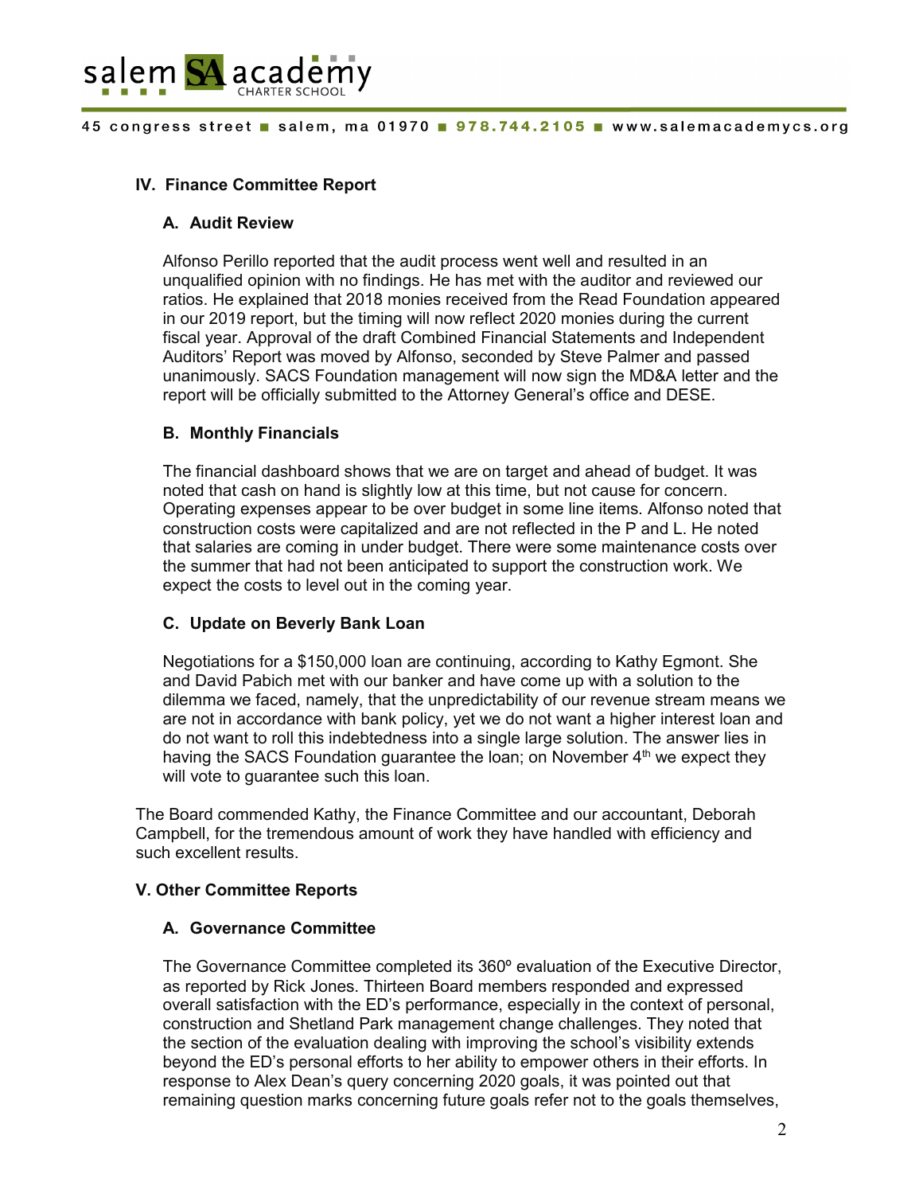## IV. Finance Committee Report

### A. Audit Review

Alfonso Perillo reported that the audit process went well and resulted in an unqualified opinion with no findings. He has met with the auditor and reviewed our ratios. He explained that 2018 monies received from the Read Foundation appeared in our 2019 report, but the timing will now reflect 2020 monies during the current fiscal year. Approval of the draft Combined Financial Statements and Independent Auditors' Report was moved by Alfonso, seconded by Steve Palmer and passed unanimously. SACS Foundation management will now sign the MD&A letter and the report will be officially submitted to the Attorney General's office and DESE.

### B. Monthly Financials

The financial dashboard shows that we are on target and ahead of budget. It was noted that cash on hand is slightly low at this time, but not cause for concern. Operating expenses appear to be over budget in some line items. Alfonso noted that construction costs were capitalized and are not reflected in the P and L. He noted that salaries are coming in under budget. There were some maintenance costs over the summer that had not been anticipated to support the construction work. We expect the costs to level out in the coming year.

### C. Update on Beverly Bank Loan

Negotiations for a $150,000 loan are continuing, according to Kathy Egmont. She and David Pabich met with our banker and have come up with a solution to the dilemma we faced, namely, that the unpredictability of our revenue stream means we are not in accordance with bank policy, yet we do not want a higher interest loan and do not want to roll this indebtedness into a single large solution. The answer lies in having the SACS Foundation guarantee the loan; on November 4th we expect they will vote to guarantee such this loan.

The Board commended Kathy, the Finance Committee and our accountant, Deborah Campbell, for the tremendous amount of work they have handled with efficiency and such excellent results.

## V. Other Committee Reports

### A. Governance Committee

The Governance Committee completed its 360º evaluation of the Executive Director, as reported by Rick Jones. Thirteen Board members responded and expressed overall satisfaction with the ED's performance, especially in the context of personal, construction and Shetland Park management change challenges. They noted that the section of the evaluation dealing with improving the school's visibility extends beyond the ED's personal efforts to her ability to empower others in their efforts. In response to Alex Dean's query concerning 2020 goals, it was pointed out that remaining question marks concerning future goals refer not to the goals themselves,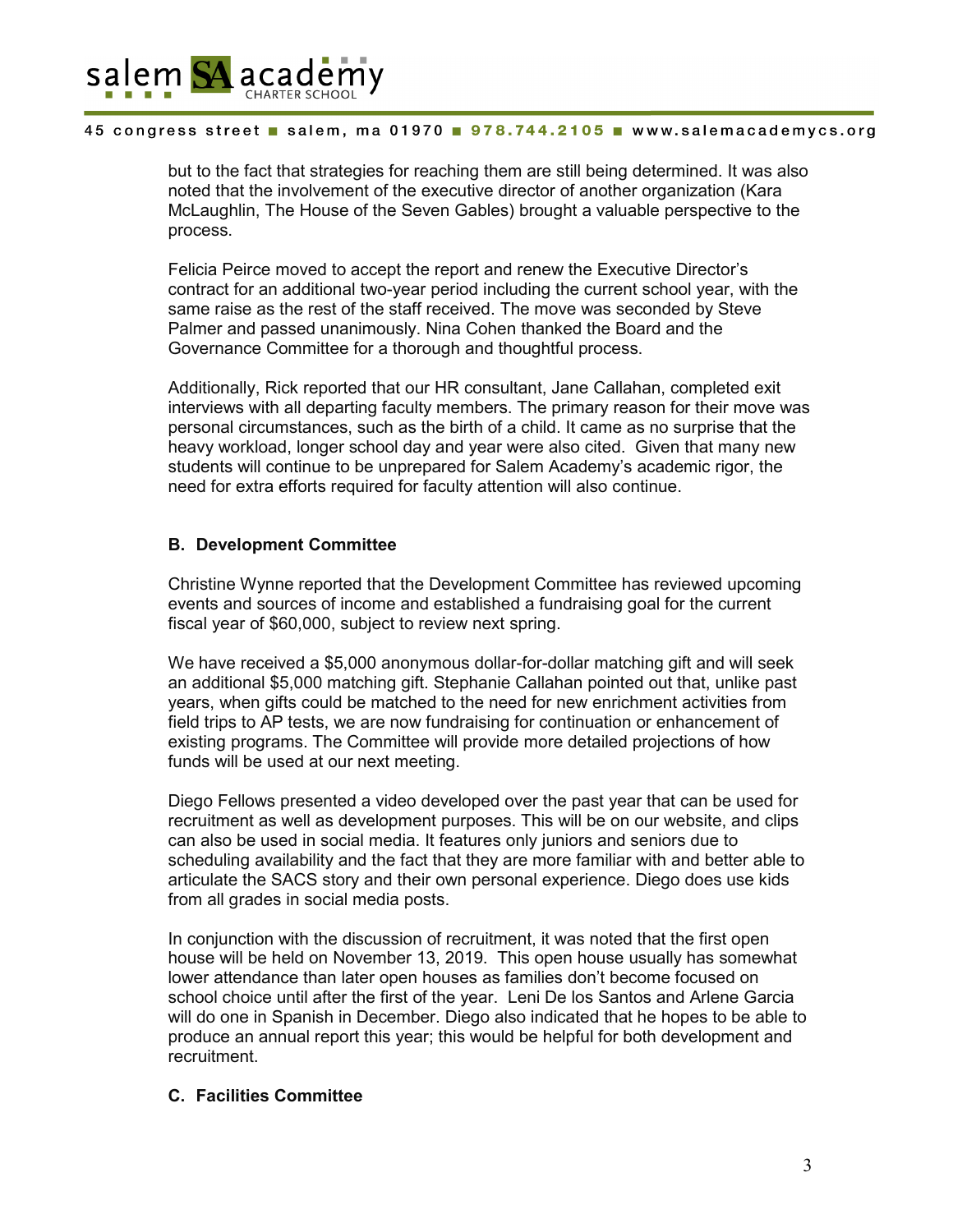but to the fact that strategies for reaching them are still being determined. It was also noted that the involvement of the executive director of another organization (Kara McLaughlin, The House of the Seven Gables) brought a valuable perspective to the process.

Felicia Peirce moved to accept the report and renew the Executive Director's contract for an additional two-year period including the current school year, with the same raise as the rest of the staff received. The move was seconded by Steve Palmer and passed unanimously. Nina Cohen thanked the Board and the Governance Committee for a thorough and thoughtful process.

Additionally, Rick reported that our HR consultant, Jane Callahan, completed exit interviews with all departing faculty members. The primary reason for their move was personal circumstances, such as the birth of a child. It came as no surprise that the heavy workload, longer school day and year were also cited. Given that many new students will continue to be unprepared for Salem Academy's academic rigor, the need for extra efforts required for faculty attention will also continue.

**B. Development Committee**

Christine Wynne reported that the Development Committee has reviewed upcoming events and sources of income and established a fundraising goal for the current fiscal year of $60,000, subject to review next spring.

We have received a $5,000 anonymous dollar-for-dollar matching gift and will seek an additional $5,000 matching gift. Stephanie Callahan pointed out that, unlike past years, when gifts could be matched to the need for new enrichment activities from field trips to AP tests, we are now fundraising for continuation or enhancement of existing programs. The Committee will provide more detailed projections of how funds will be used at our next meeting.

Diego Fellows presented a video developed over the past year that can be used for recruitment as well as development purposes. This will be on our website, and clips can also be used in social media. It features only juniors and seniors due to scheduling availability and the fact that they are more familiar with and better able to articulate the SACS story and their own personal experience. Diego does use kids from all grades in social media posts.

In conjunction with the discussion of recruitment, it was noted that the first open house will be held on November 13, 2019. This open house usually has somewhat lower attendance than later open houses as families don't become focused on school choice until after the first of the year. Leni De los Santos and Arlene Garcia will do one in Spanish in December. Diego also indicated that he hopes to be able to produce an annual report this year; this would be helpful for both development and recruitment.

**C. Facilities Committee**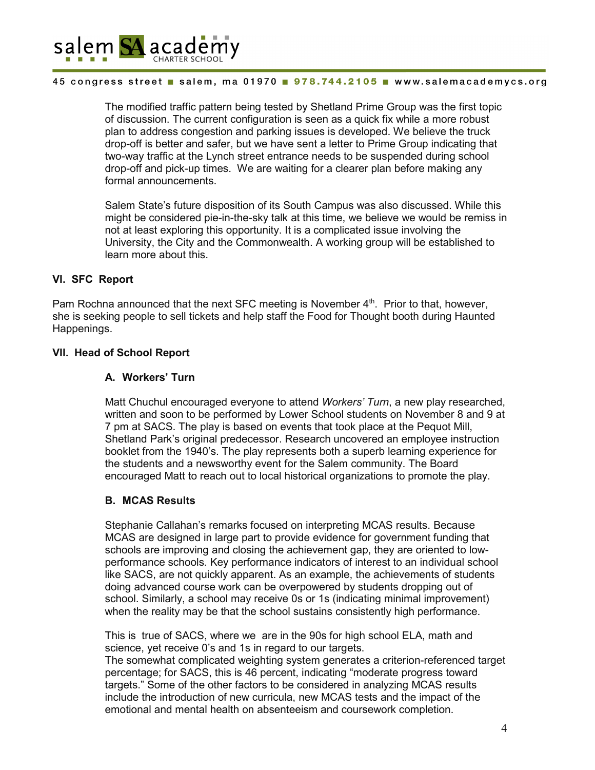The modified traffic pattern being tested by Shetland Prime Group was the first topic of discussion. The current configuration is seen as a quick fix while a more robust plan to address congestion and parking issues is developed. We believe the truck drop-off is better and safer, but we have sent a letter to Prime Group indicating that two-way traffic at the Lynch street entrance needs to be suspended during school drop-off and pick-up times. We are waiting for a clearer plan before making any formal announcements.

Salem State's future disposition of its South Campus was also discussed. While this might be considered pie-in-the-sky talk at this time, we believe we would be remiss in not at least exploring this opportunity. It is a complicated issue involving the University, the City and the Commonwealth. A working group will be established to learn more about this.

### VI. SFC Report

Pam Rochna announced that the next SFC meeting is November 4th. Prior to that, however, she is seeking people to sell tickets and help staff the Food for Thought booth during Haunted Happenings.

### VII. Head of School Report

#### A. Workers' Turn

Matt Chuchul encouraged everyone to attend *Workers' Turn*, a new play researched, written and soon to be performed by Lower School students on November 8 and 9 at 7 pm at SACS. The play is based on events that took place at the Pequot Mill, Shetland Park's original predecessor. Research uncovered an employee instruction booklet from the 1940's. The play represents both a superb learning experience for the students and a newsworthy event for the Salem community. The Board encouraged Matt to reach out to local historical organizations to promote the play.

#### B. MCAS Results

Stephanie Callahan's remarks focused on interpreting MCAS results. Because MCAS are designed in large part to provide evidence for government funding that schools are improving and closing the achievement gap, they are oriented to low-performance schools. Key performance indicators of interest to an individual school like SACS, are not quickly apparent. As an example, the achievements of students doing advanced course work can be overpowered by students dropping out of school. Similarly, a school may receive 0s or 1s (indicating minimal improvement) when the reality may be that the school sustains consistently high performance.

This is true of SACS, where we are in the 90s for high school ELA, math and science, yet receive 0's and 1s in regard to our targets.
The somewhat complicated weighting system generates a criterion-referenced target percentage; for SACS, this is 46 percent, indicating "moderate progress toward targets." Some of the other factors to be considered in analyzing MCAS results include the introduction of new curricula, new MCAS tests and the impact of the emotional and mental health on absenteeism and coursework completion.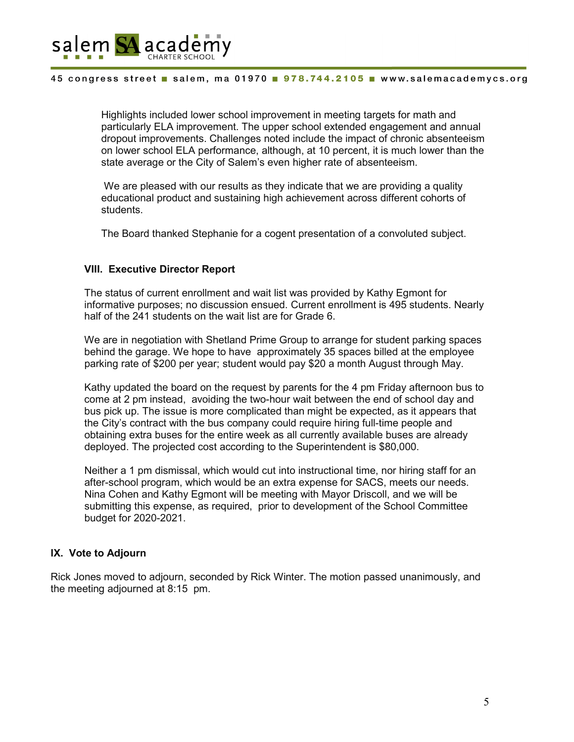Highlights included lower school improvement in meeting targets for math and particularly ELA improvement. The upper school extended engagement and annual dropout improvements. Challenges noted include the impact of chronic absenteeism on lower school ELA performance, although, at 10 percent, it is much lower than the state average or the City of Salem's even higher rate of absenteeism.

We are pleased with our results as they indicate that we are providing a quality educational product and sustaining high achievement across different cohorts of students.

The Board thanked Stephanie for a cogent presentation of a convoluted subject.

### VIII. Executive Director Report

The status of current enrollment and wait list was provided by Kathy Egmont for informative purposes; no discussion ensued. Current enrollment is 495 students. Nearly half of the 241 students on the wait list are for Grade 6.

We are in negotiation with Shetland Prime Group to arrange for student parking spaces behind the garage. We hope to have approximately 35 spaces billed at the employee parking rate of $200 per year; student would pay $20 a month August through May.

Kathy updated the board on the request by parents for the 4 pm Friday afternoon bus to come at 2 pm instead, avoiding the two-hour wait between the end of school day and bus pick up. The issue is more complicated than might be expected, as it appears that the City's contract with the bus company could require hiring full-time people and obtaining extra buses for the entire week as all currently available buses are already deployed. The projected cost according to the Superintendent is $80,000.

Neither a 1 pm dismissal, which would cut into instructional time, nor hiring staff for an after-school program, which would be an extra expense for SACS, meets our needs. Nina Cohen and Kathy Egmont will be meeting with Mayor Driscoll, and we will be submitting this expense, as required, prior to development of the School Committee budget for 2020-2021.

### IX. Vote to Adjourn

Rick Jones moved to adjourn, seconded by Rick Winter. The motion passed unanimously, and the meeting adjourned at 8:15 pm.